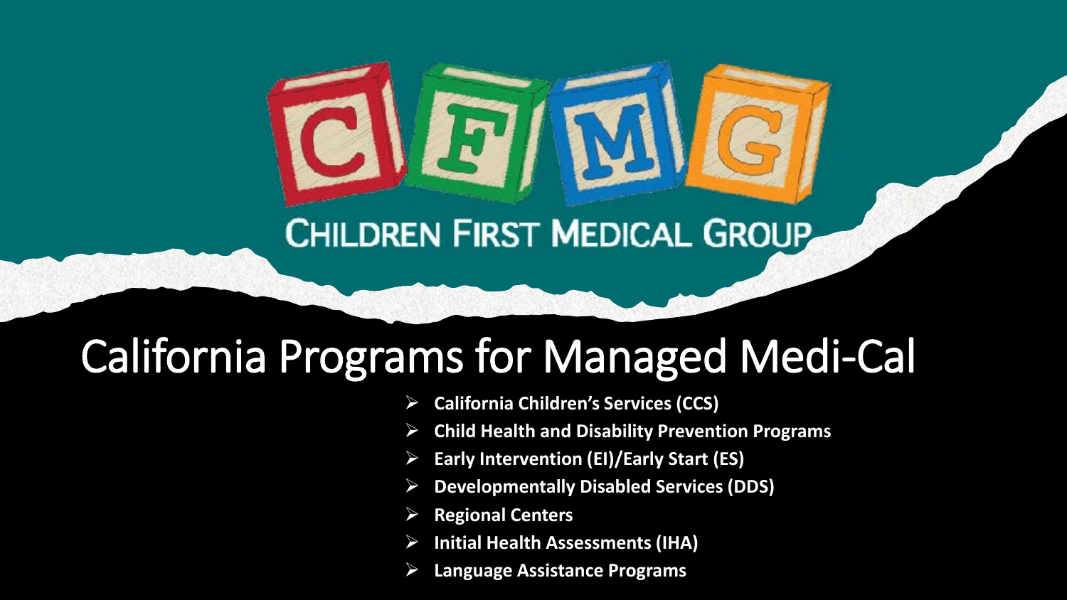CHILDREN FIRST MEDICAL GROUP

# California Programs for Managed Medi-Cal

- **California Children's Services (CCS)**
- **Child Health and Disability Prevention Programs**
- **Early Intervention (EI)/Early Start (ES)**
- **Developmentally Disabled Services (DDS)**
- **Regional Centers**
- **Initial Health Assessments (IHA)**
- **Language Assistance Programs**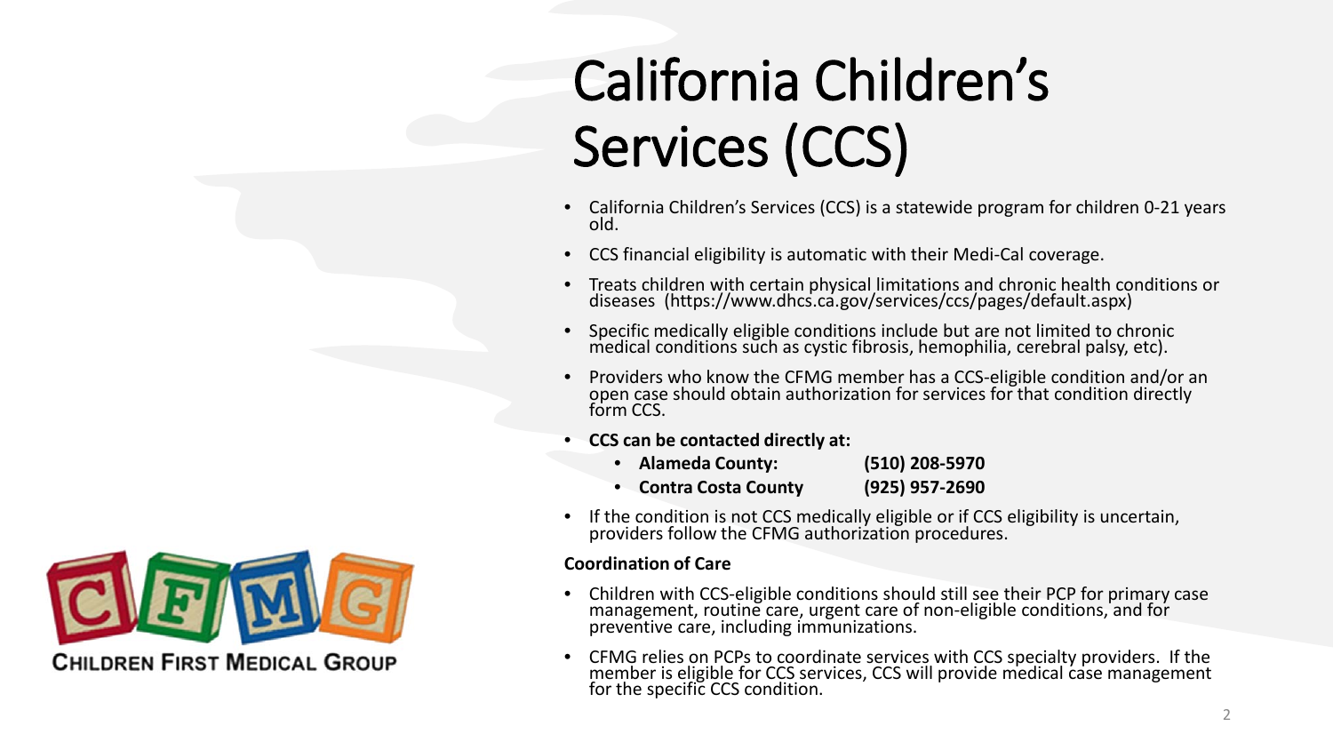# California Children's Services (CCS)

- California Children's Services (CCS) is a statewide program for children 0-21 years old.
- CCS financial eligibility is automatic with their Medi-Cal coverage.
- Treats children with certain physical limitations and chronic health conditions or diseases (https://www.dhcs.ca.gov/services/ccs/pages/default.aspx)
- Specific medically eligible conditions include but are not limited to chronic medical conditions such as cystic fibrosis, hemophilia, cerebral palsy, etc).
- Providers who know the CFMG member has a CCS-eligible condition and/or an open case should obtain authorization for services for that condition directly form CCS.
- **CCS can be contacted directly at:**
  - **Alameda County: (510) 208-5970**
  - **Contra Costa County (925) 957-2690**
- If the condition is not CCS medically eligible or if CCS eligibility is uncertain, providers follow the CFMG authorization procedures.

**Coordination of Care**

- Children with CCS-eligible conditions should still see their PCP for primary case management, routine care, urgent care of non-eligible conditions, and for preventive care, including immunizations.
- CFMG relies on PCPs to coordinate services with CCS specialty providers. If the member is eligible for CCS services, CCS will provide medical case management for the specific CCS condition.

CFMG
CHILDREN FIRST MEDICAL GROUP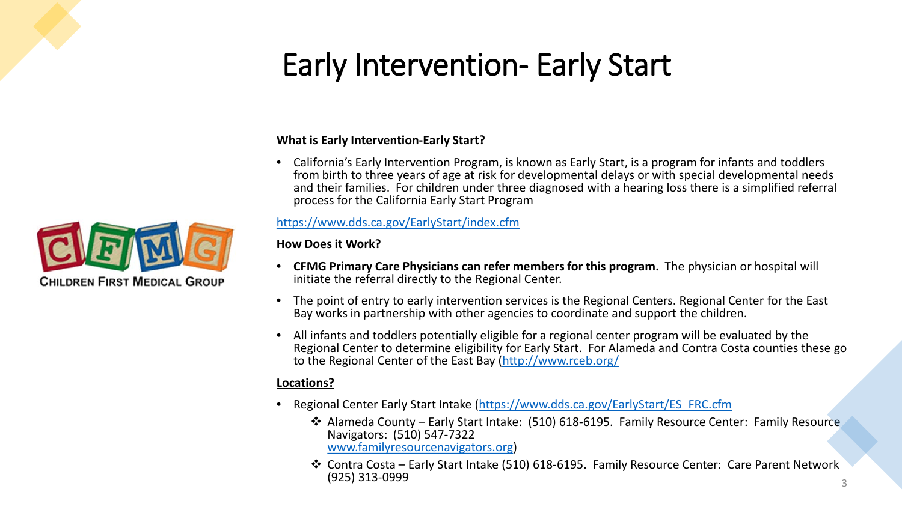# Early Intervention- Early Start

**What is Early Intervention-Early Start?**

- California's Early Intervention Program, is known as Early Start, is a program for infants and toddlers from birth to three years of age at risk for developmental delays or with special developmental needs and their families. For children under three diagnosed with a hearing loss there is a simplified referral process for the California Early Start Program

https://www.dds.ca.gov/EarlyStart/index.cfm

**How Does it Work?**

- **CFMG Primary Care Physicians can refer members for this program.** The physician or hospital will initiate the referral directly to the Regional Center.
- The point of entry to early intervention services is the Regional Centers. Regional Center for the East Bay works in partnership with other agencies to coordinate and support the children.
- All infants and toddlers potentially eligible for a regional center program will be evaluated by the Regional Center to determine eligibility for Early Start. For Alameda and Contra Costa counties these go to the Regional Center of the East Bay (http://www.rceb.org/

**Locations?**

- Regional Center Early Start Intake (https://www.dds.ca.gov/EarlyStart/ES_FRC.cfm
  - Alameda County – Early Start Intake: (510) 618-6195. Family Resource Center: Family Resource Navigators: (510) 547-7322 www.familyresourcenavigators.org)
  - Contra Costa – Early Start Intake (510) 618-6195. Family Resource Center: Care Parent Network (925) 313-0999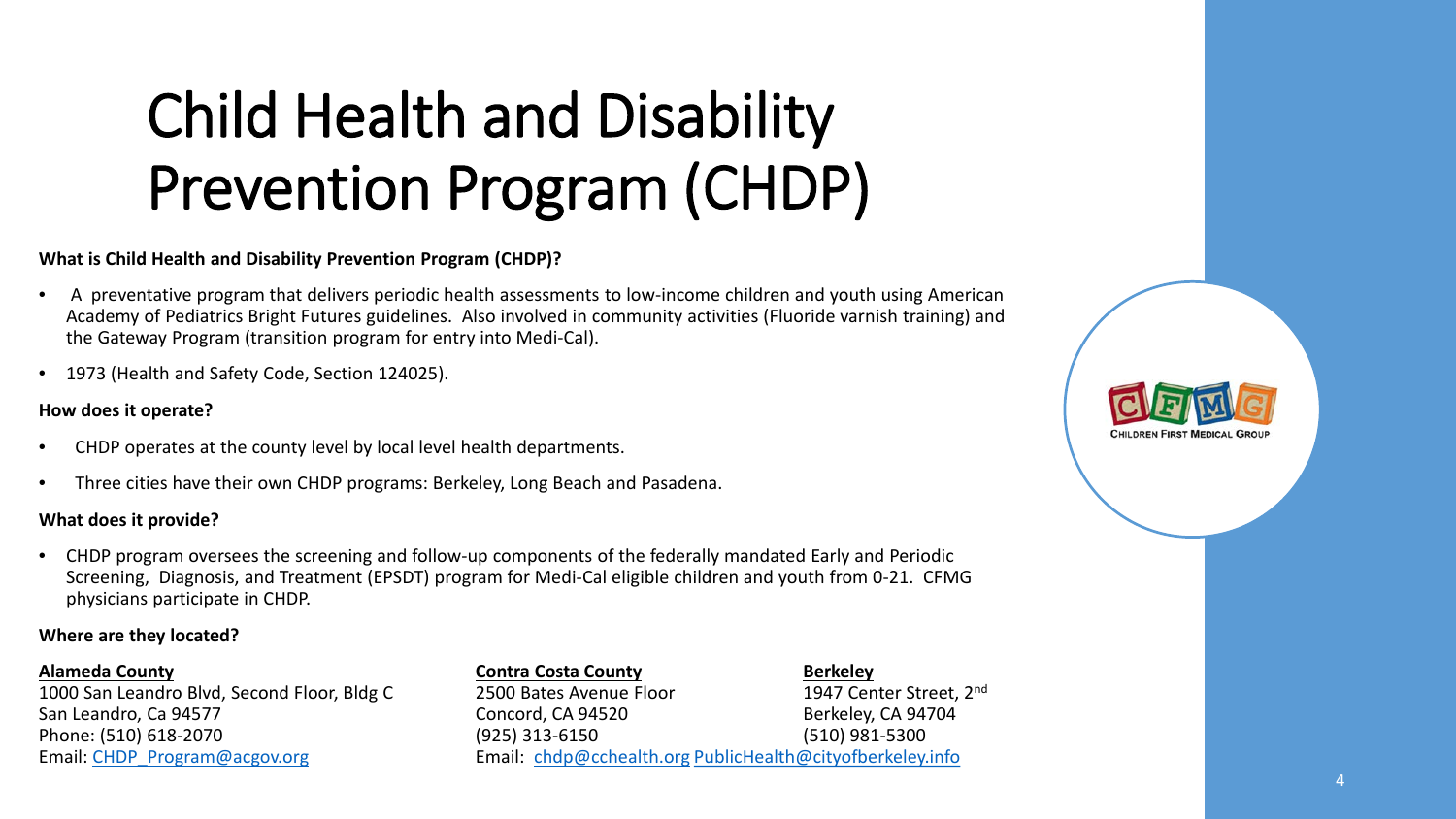# Child Health and Disability Prevention Program (CHDP)

**What is Child Health and Disability Prevention Program (CHDP)?**

- A preventative program that delivers periodic health assessments to low-income children and youth using American Academy of Pediatrics Bright Futures guidelines. Also involved in community activities (Fluoride varnish training) and the Gateway Program (transition program for entry into Medi-Cal).
- 1973 (Health and Safety Code, Section 124025).

**How does it operate?**

- CHDP operates at the county level by local level health departments.
- Three cities have their own CHDP programs: Berkeley, Long Beach and Pasadena.

**What does it provide?**

- CHDP program oversees the screening and follow-up components of the federally mandated Early and Periodic Screening, Diagnosis, and Treatment (EPSDT) program for Medi-Cal eligible children and youth from 0-21. CFMG physicians participate in CHDP.

**Where are they located?**

**Alameda County**
1000 San Leandro Blvd, Second Floor, Bldg C
San Leandro, Ca 94577
Phone: (510) 618-2070
Email: CHDP_Program@acgov.org

**Contra Costa County**
2500 Bates Avenue Floor
Concord, CA 94520
(925) 313-6150
Email: chdp@cchealth.org

**Berkeley**
1947 Center Street, 2nd
Berkeley, CA 94704
(510) 981-5300
PublicHealth@cityofberkeley.info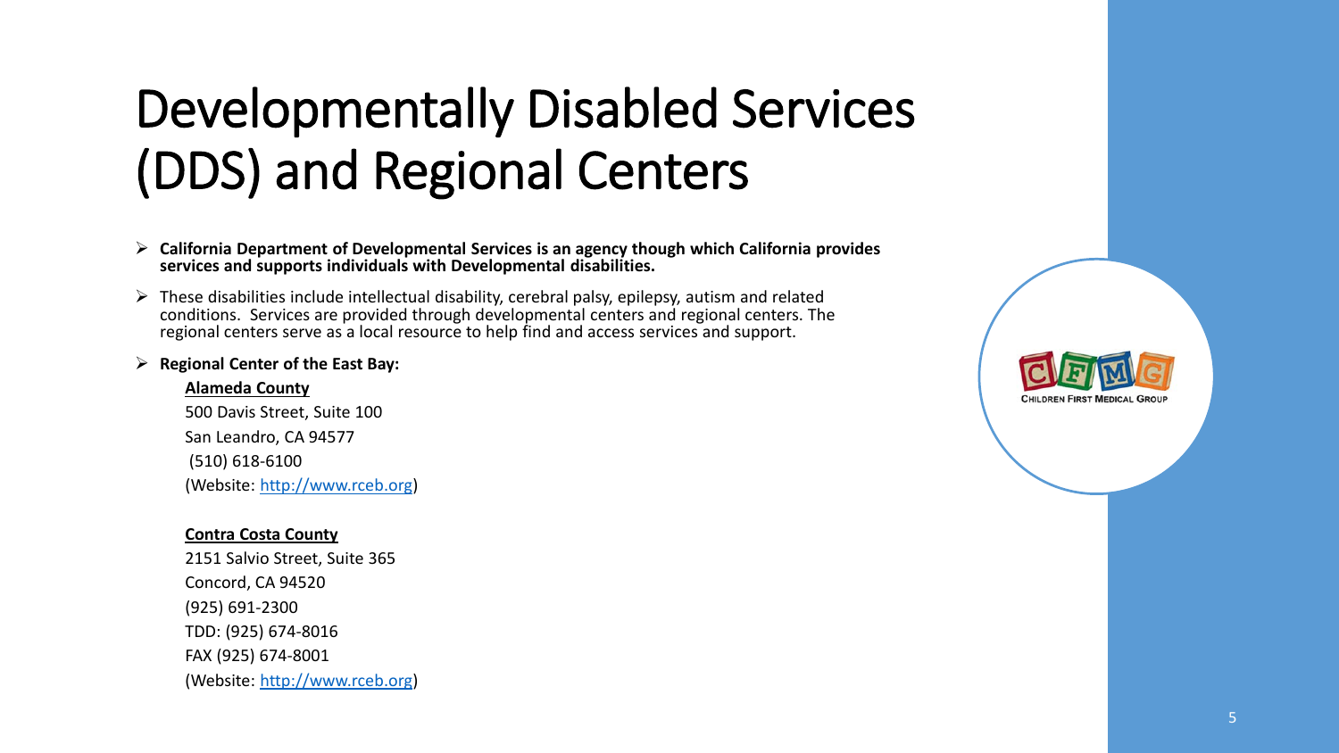# Developmentally Disabled Services (DDS) and Regional Centers

- **California Department of Developmental Services is an agency though which California provides services and supports individuals with Developmental disabilities.**
- These disabilities include intellectual disability, cerebral palsy, epilepsy, autism and related conditions. Services are provided through developmental centers and regional centers. The regional centers serve as a local resource to help find and access services and support.
- **Regional Center of the East Bay:**

  **Alameda County**
  500 Davis Street, Suite 100
  San Leandro, CA 94577
  (510) 618-6100
  (Website: http://www.rceb.org)

  **Contra Costa County**
  2151 Salvio Street, Suite 365
  Concord, CA 94520
  (925) 691-2300
  TDD: (925) 674-8016
  FAX (925) 674-8001
  (Website: http://www.rceb.org)

CHILDREN FIRST MEDICAL GROUP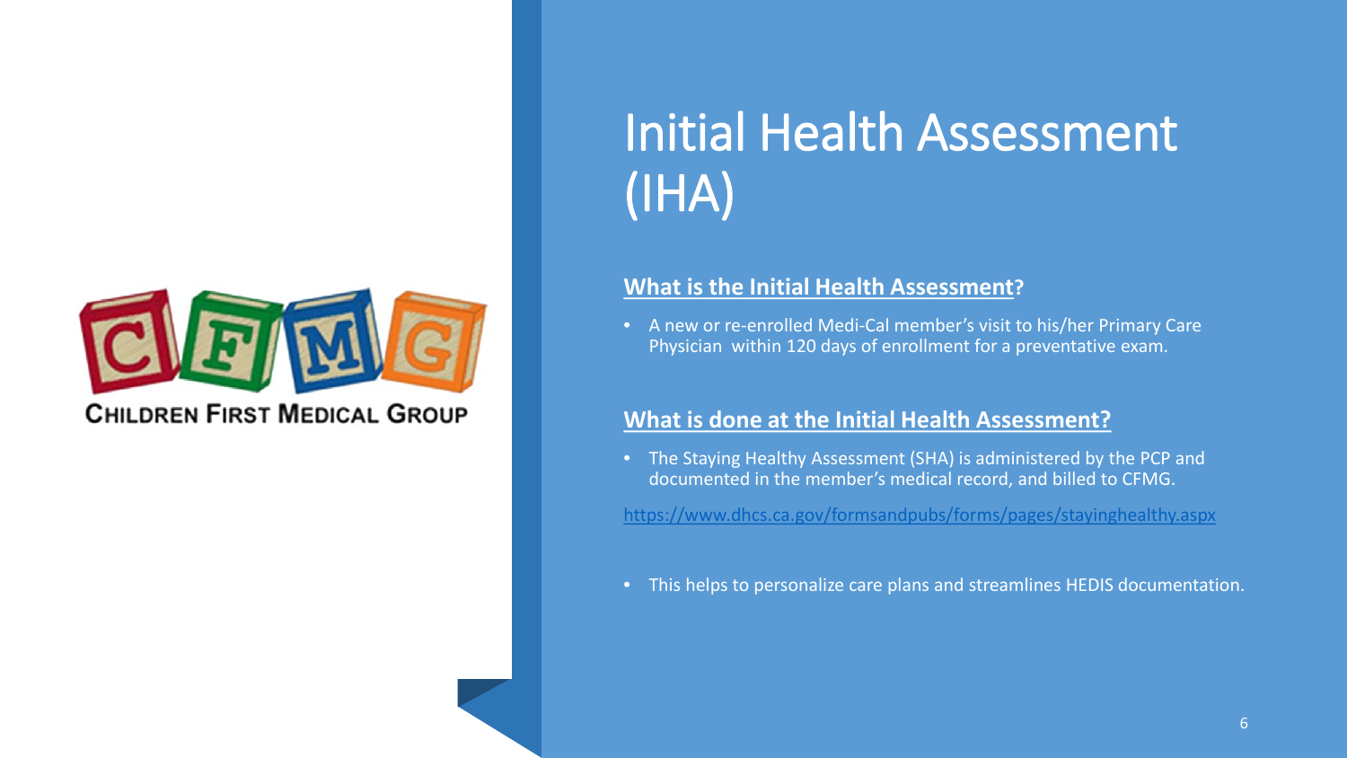CHILDREN FIRST MEDICAL GROUP

# Initial Health Assessment (IHA)

## **What is the Initial Health Assessment?**

- A new or re-enrolled Medi-Cal member's visit to his/her Primary Care Physician within 120 days of enrollment for a preventative exam.

## **What is done at the Initial Health Assessment?**

- The Staying Healthy Assessment (SHA) is administered by the PCP and documented in the member's medical record, and billed to CFMG.

https://www.dhcs.ca.gov/formsandpubs/forms/pages/stayinghealthy.aspx

- This helps to personalize care plans and streamlines HEDIS documentation.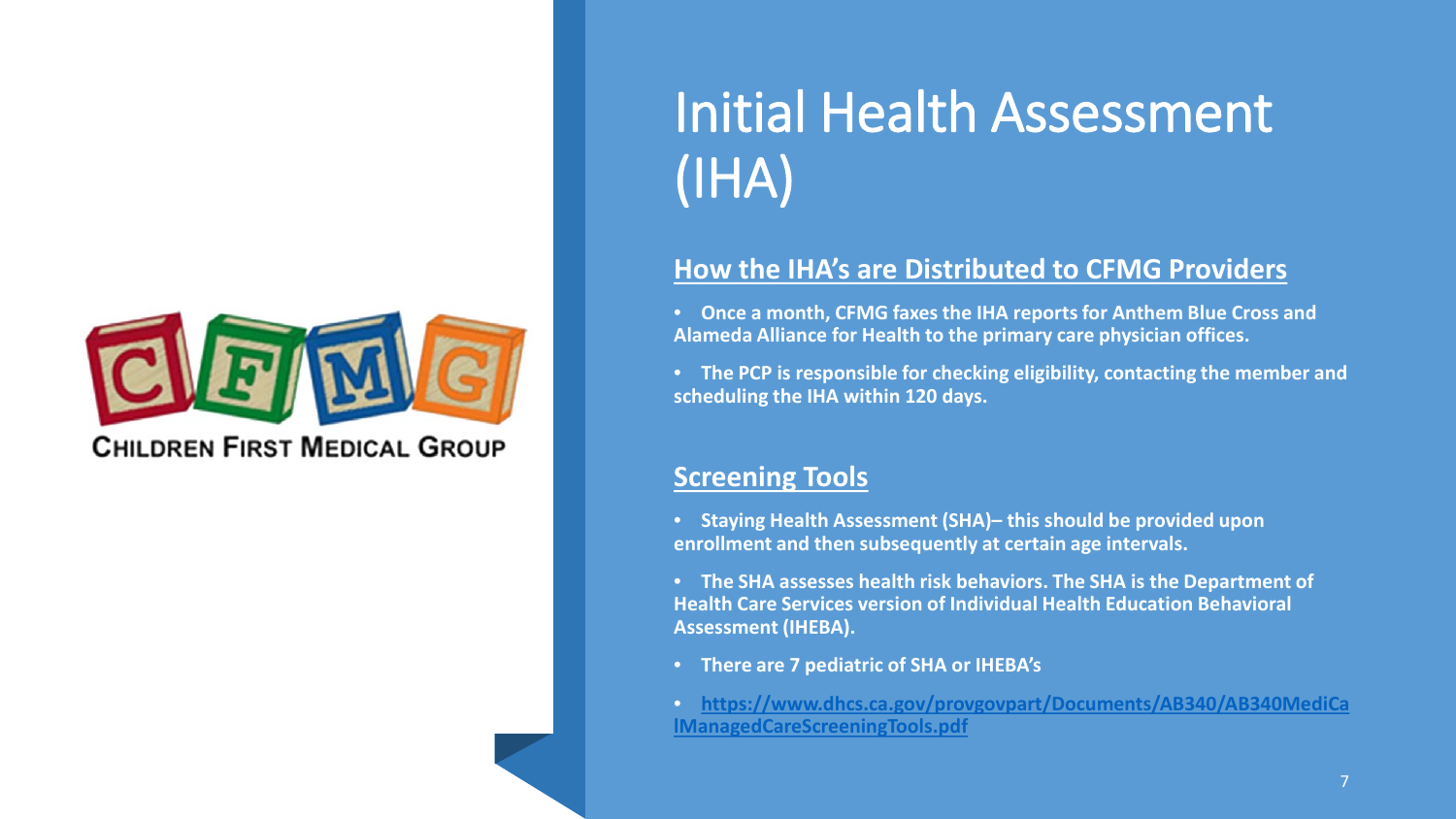# Initial Health Assessment (IHA)

## How the IHA's are Distributed to CFMG Providers

- **Once a month, CFMG faxes the IHA reports for Anthem Blue Cross and Alameda Alliance for Health to the primary care physician offices.**
- **The PCP is responsible for checking eligibility, contacting the member and scheduling the IHA within 120 days.**

## Screening Tools

- **Staying Health Assessment (SHA)– this should be provided upon enrollment and then subsequently at certain age intervals.**
- **The SHA assesses health risk behaviors. The SHA is the Department of Health Care Services version of Individual Health Education Behavioral Assessment (IHEBA).**
- **There are 7 pediatric of SHA or IHEBA's**
- **https://www.dhcs.ca.gov/provgovpart/Documents/AB340/AB340MediCalManagedCareScreeningTools.pdf**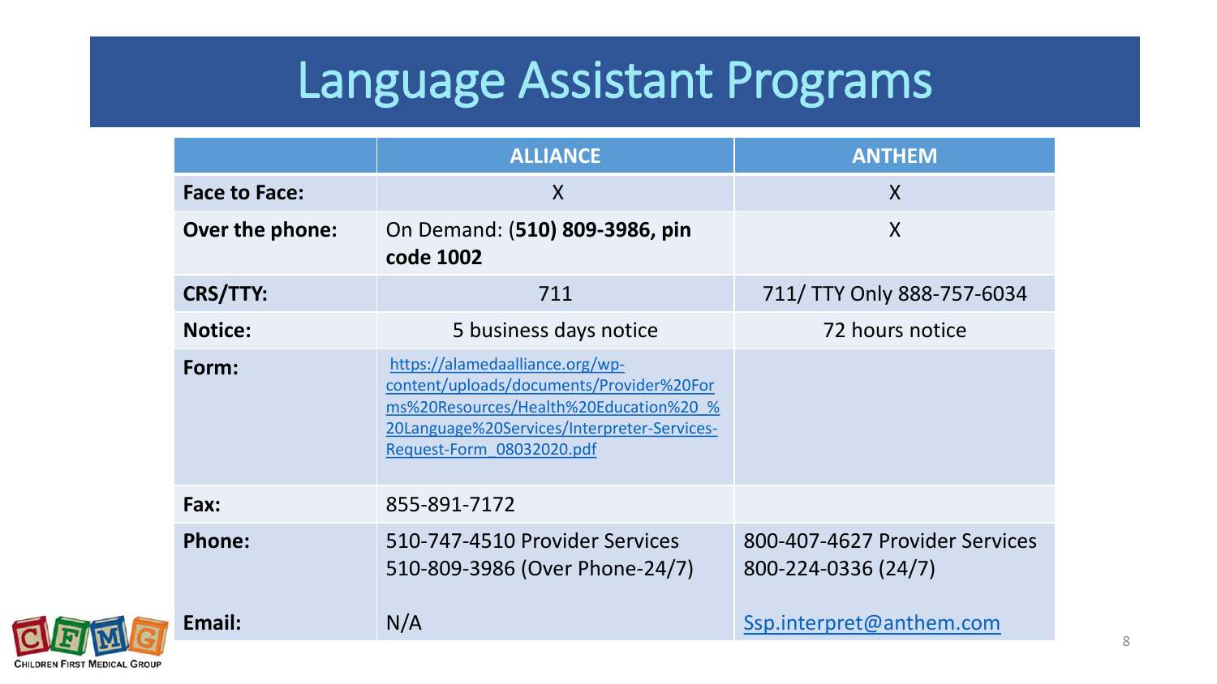# Language Assistant Programs

| | ALLIANCE | ANTHEM |
|---|---|---|
| **Face to Face:** | X | X |
| **Over the phone:** | On Demand: **(510) 809-3986, pin code 1002** | X |
| **CRS/TTY:** | 711 | 711/ TTY Only 888-757-6034 |
| **Notice:** | 5 business days notice | 72 hours notice |
| **Form:** | https://alamedaalliance.org/wp-content/uploads/documents/Provider%20Forms%20Resources/Health%20Education%20_%20Language%20Services/Interpreter-Services-Request-Form_08032020.pdf | |
| **Fax:** | 855-891-7172 | |
| **Phone:** | 510-747-4510 Provider Services<br>510-809-3986 (Over Phone-24/7) | 800-407-4627 Provider Services<br>800-224-0336 (24/7) |
| **Email:** | N/A | Ssp.interpret@anthem.com |

CHILDREN FIRST MEDICAL GROUP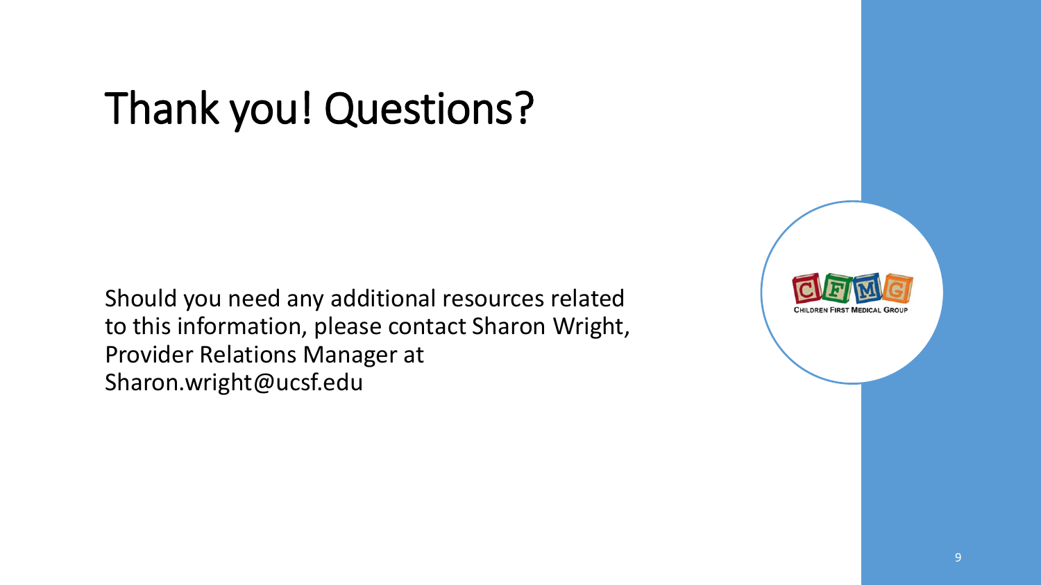# Thank you! Questions?

Should you need any additional resources related to this information, please contact Sharon Wright, Provider Relations Manager at Sharon.wright@ucsf.edu